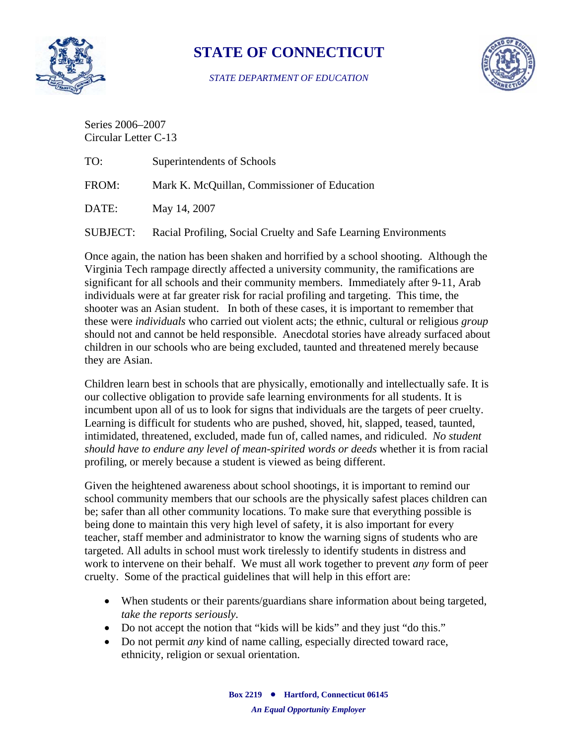# STATE OF CONNECTICUT

*STATE DEPARTMENT OF EDUCATION*

Series 2006–2007
Circular Letter C-13

TO: Superintendents of Schools

FROM: Mark K. McQuillan, Commissioner of Education

DATE: May 14, 2007

SUBJECT: Racial Profiling, Social Cruelty and Safe Learning Environments

Once again, the nation has been shaken and horrified by a school shooting. Although the Virginia Tech rampage directly affected a university community, the ramifications are significant for all schools and their community members. Immediately after 9-11, Arab individuals were at far greater risk for racial profiling and targeting. This time, the shooter was an Asian student. In both of these cases, it is important to remember that these were *individuals* who carried out violent acts; the ethnic, cultural or religious *group* should not and cannot be held responsible. Anecdotal stories have already surfaced about children in our schools who are being excluded, taunted and threatened merely because they are Asian.

Children learn best in schools that are physically, emotionally and intellectually safe. It is our collective obligation to provide safe learning environments for all students. It is incumbent upon all of us to look for signs that individuals are the targets of peer cruelty. Learning is difficult for students who are pushed, shoved, hit, slapped, teased, taunted, intimidated, threatened, excluded, made fun of, called names, and ridiculed. *No student should have to endure any level of mean-spirited words or deeds* whether it is from racial profiling, or merely because a student is viewed as being different.

Given the heightened awareness about school shootings, it is important to remind our school community members that our schools are the physically safest places children can be; safer than all other community locations. To make sure that everything possible is being done to maintain this very high level of safety, it is also important for every teacher, staff member and administrator to know the warning signs of students who are targeted. All adults in school must work tirelessly to identify students in distress and work to intervene on their behalf. We must all work together to prevent *any* form of peer cruelty. Some of the practical guidelines that will help in this effort are:

- When students or their parents/guardians share information about being targeted, *take the reports seriously.*
- Do not accept the notion that “kids will be kids” and they just “do this.”
- Do not permit *any* kind of name calling, especially directed toward race, ethnicity, religion or sexual orientation.

**Box 2219 • Hartford, Connecticut 06145**

***An Equal Opportunity Employer***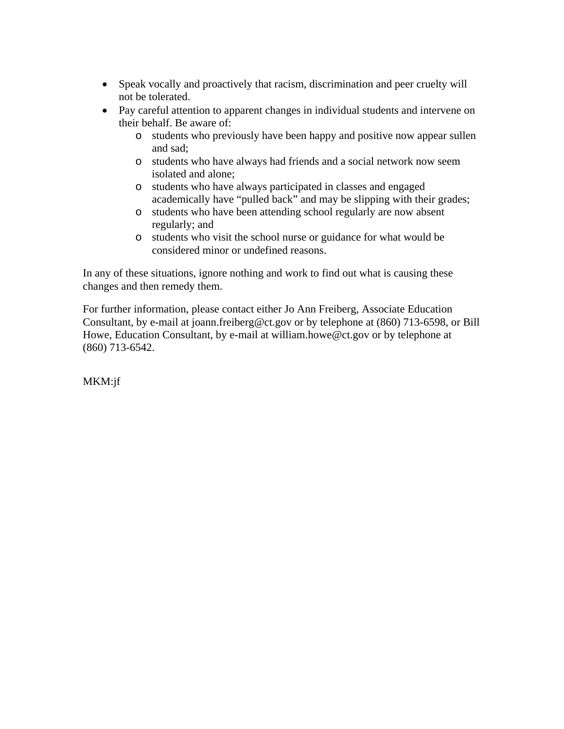- Speak vocally and proactively that racism, discrimination and peer cruelty will not be tolerated.
- Pay careful attention to apparent changes in individual students and intervene on their behalf. Be aware of:
  - students who previously have been happy and positive now appear sullen and sad;
  - students who have always had friends and a social network now seem isolated and alone;
  - students who have always participated in classes and engaged academically have "pulled back" and may be slipping with their grades;
  - students who have been attending school regularly are now absent regularly; and
  - students who visit the school nurse or guidance for what would be considered minor or undefined reasons.

In any of these situations, ignore nothing and work to find out what is causing these changes and then remedy them.

For further information, please contact either Jo Ann Freiberg, Associate Education Consultant, by e-mail at joann.freiberg@ct.gov or by telephone at (860) 713-6598, or Bill Howe, Education Consultant, by e-mail at william.howe@ct.gov or by telephone at (860) 713-6542.

MKM:jf